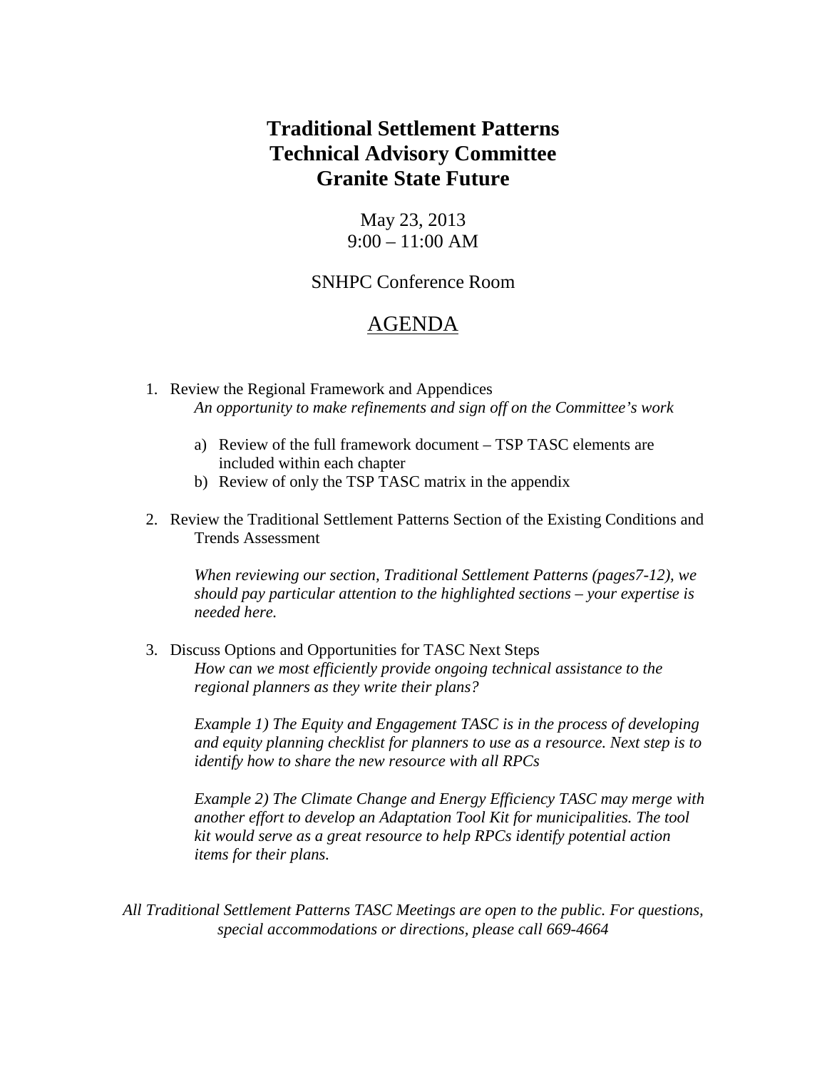# Traditional Settlement Patterns
# Technical Advisory Committee
# Granite State Future

May 23, 2013
9:00 – 11:00 AM

SNHPC Conference Room

## AGENDA

1. Review the Regional Framework and Appendices
   *An opportunity to make refinements and sign off on the Committee's work*

   a) Review of the full framework document – TSP TASC elements are included within each chapter
   b) Review of only the TSP TASC matrix in the appendix

2. Review the Traditional Settlement Patterns Section of the Existing Conditions and Trends Assessment

   *When reviewing our section, Traditional Settlement Patterns (pages7-12), we should pay particular attention to the highlighted sections – your expertise is needed here.*

3. Discuss Options and Opportunities for TASC Next Steps
   *How can we most efficiently provide ongoing technical assistance to the regional planners as they write their plans?*

   *Example 1) The Equity and Engagement TASC is in the process of developing and equity planning checklist for planners to use as a resource. Next step is to identify how to share the new resource with all RPCs*

   *Example 2) The Climate Change and Energy Efficiency TASC may merge with another effort to develop an Adaptation Tool Kit for municipalities. The tool kit would serve as a great resource to help RPCs identify potential action items for their plans.*

*All Traditional Settlement Patterns TASC Meetings are open to the public. For questions, special accommodations or directions, please call 669-4664*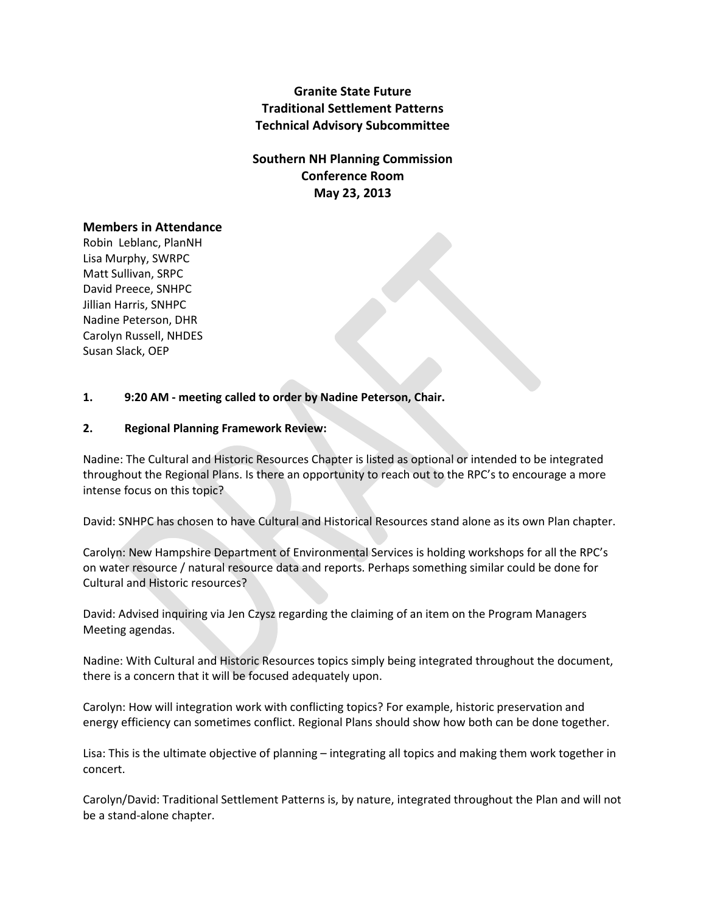**Granite State Future**
**Traditional Settlement Patterns**
**Technical Advisory Subcommittee**

**Southern NH Planning Commission**
**Conference Room**
**May 23, 2013**

### Members in Attendance

Robin Leblanc, PlanNH
Lisa Murphy, SWRPC
Matt Sullivan, SRPC
David Preece, SNHPC
Jillian Harris, SNHPC
Nadine Peterson, DHR
Carolyn Russell, NHDES
Susan Slack, OEP

**1. 9:20 AM - meeting called to order by Nadine Peterson, Chair.**

**2. Regional Planning Framework Review:**

Nadine: The Cultural and Historic Resources Chapter is listed as optional or intended to be integrated throughout the Regional Plans. Is there an opportunity to reach out to the RPC's to encourage a more intense focus on this topic?

David: SNHPC has chosen to have Cultural and Historical Resources stand alone as its own Plan chapter.

Carolyn: New Hampshire Department of Environmental Services is holding workshops for all the RPC's on water resource / natural resource data and reports. Perhaps something similar could be done for Cultural and Historic resources?

David: Advised inquiring via Jen Czysz regarding the claiming of an item on the Program Managers Meeting agendas.

Nadine: With Cultural and Historic Resources topics simply being integrated throughout the document, there is a concern that it will be focused adequately upon.

Carolyn: How will integration work with conflicting topics? For example, historic preservation and energy efficiency can sometimes conflict. Regional Plans should show how both can be done together.

Lisa: This is the ultimate objective of planning – integrating all topics and making them work together in concert.

Carolyn/David: Traditional Settlement Patterns is, by nature, integrated throughout the Plan and will not be a stand-alone chapter.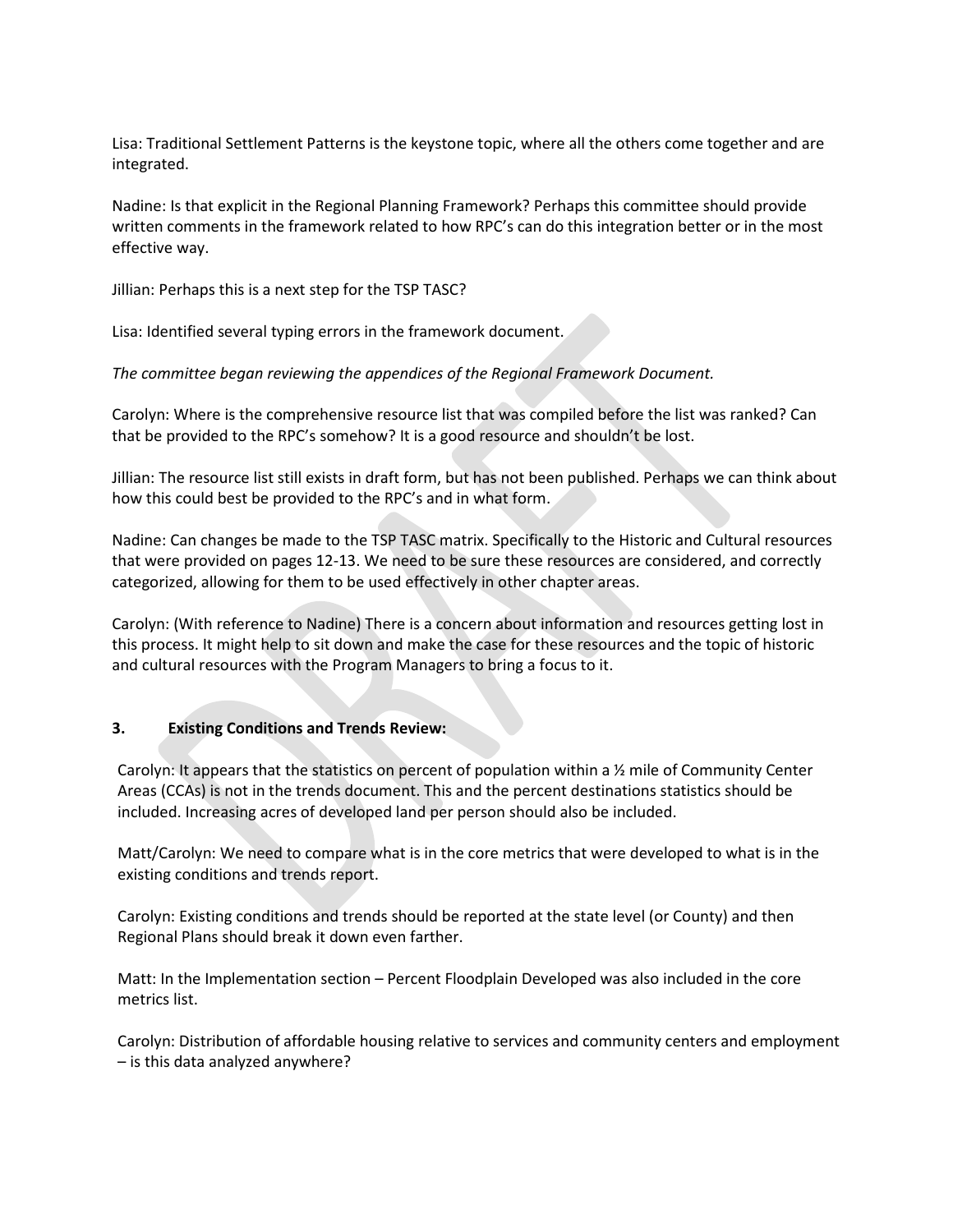Lisa: Traditional Settlement Patterns is the keystone topic, where all the others come together and are integrated.

Nadine: Is that explicit in the Regional Planning Framework? Perhaps this committee should provide written comments in the framework related to how RPC's can do this integration better or in the most effective way.

Jillian: Perhaps this is a next step for the TSP TASC?

Lisa: Identified several typing errors in the framework document.

*The committee began reviewing the appendices of the Regional Framework Document.*

Carolyn: Where is the comprehensive resource list that was compiled before the list was ranked? Can that be provided to the RPC's somehow? It is a good resource and shouldn't be lost.

Jillian: The resource list still exists in draft form, but has not been published. Perhaps we can think about how this could best be provided to the RPC's and in what form.

Nadine: Can changes be made to the TSP TASC matrix. Specifically to the Historic and Cultural resources that were provided on pages 12-13. We need to be sure these resources are considered, and correctly categorized, allowing for them to be used effectively in other chapter areas.

Carolyn: (With reference to Nadine) There is a concern about information and resources getting lost in this process. It might help to sit down and make the case for these resources and the topic of historic and cultural resources with the Program Managers to bring a focus to it.

### 3. Existing Conditions and Trends Review:

Carolyn: It appears that the statistics on percent of population within a ½ mile of Community Center Areas (CCAs) is not in the trends document. This and the percent destinations statistics should be included. Increasing acres of developed land per person should also be included.

Matt/Carolyn: We need to compare what is in the core metrics that were developed to what is in the existing conditions and trends report.

Carolyn: Existing conditions and trends should be reported at the state level (or County) and then Regional Plans should break it down even farther.

Matt: In the Implementation section – Percent Floodplain Developed was also included in the core metrics list.

Carolyn: Distribution of affordable housing relative to services and community centers and employment – is this data analyzed anywhere?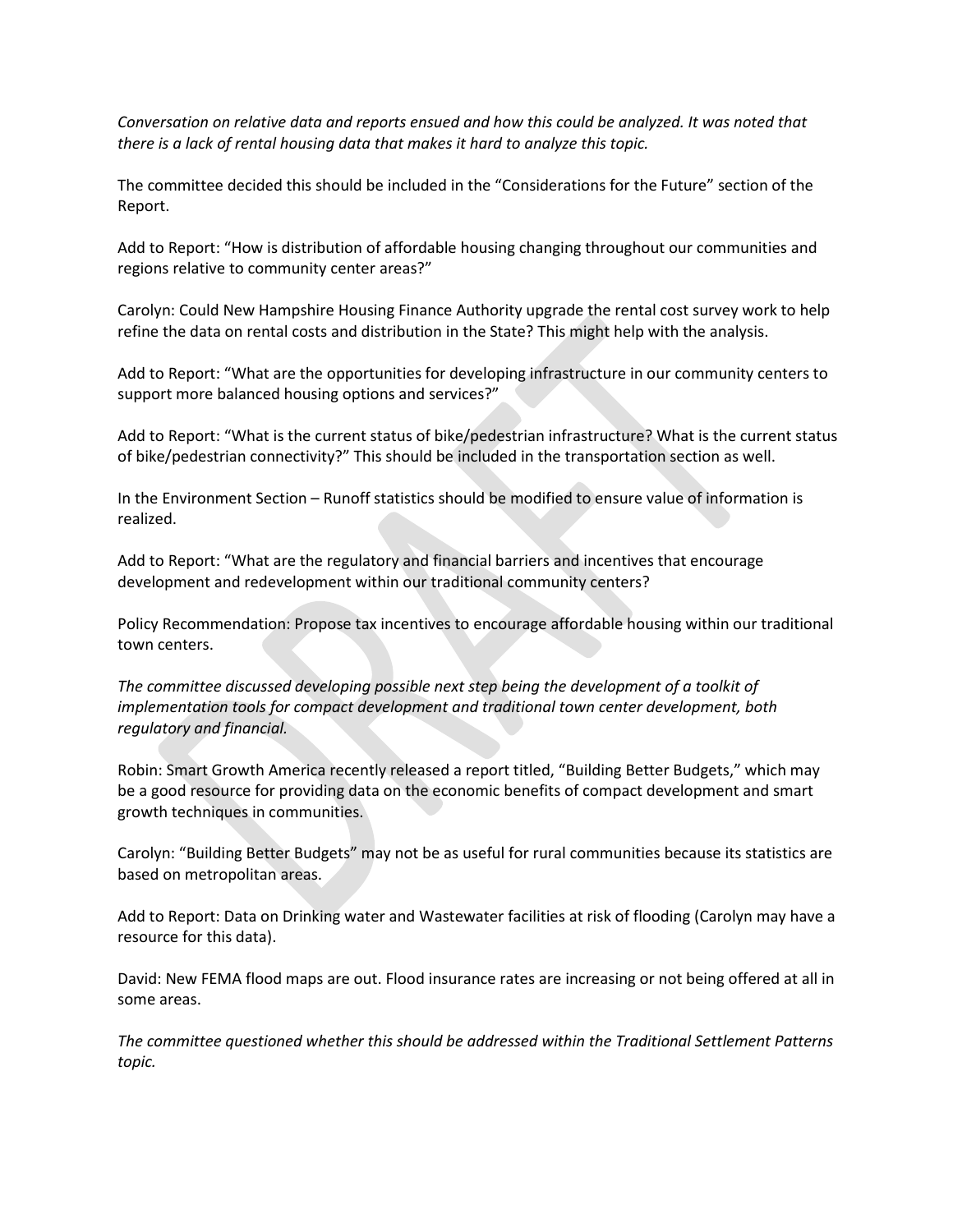*Conversation on relative data and reports ensued and how this could be analyzed. It was noted that there is a lack of rental housing data that makes it hard to analyze this topic.*

The committee decided this should be included in the "Considerations for the Future" section of the Report.

Add to Report: "How is distribution of affordable housing changing throughout our communities and regions relative to community center areas?"

Carolyn: Could New Hampshire Housing Finance Authority upgrade the rental cost survey work to help refine the data on rental costs and distribution in the State? This might help with the analysis.

Add to Report: "What are the opportunities for developing infrastructure in our community centers to support more balanced housing options and services?"

Add to Report: "What is the current status of bike/pedestrian infrastructure? What is the current status of bike/pedestrian connectivity?" This should be included in the transportation section as well.

In the Environment Section – Runoff statistics should be modified to ensure value of information is realized.

Add to Report: "What are the regulatory and financial barriers and incentives that encourage development and redevelopment within our traditional community centers?

Policy Recommendation: Propose tax incentives to encourage affordable housing within our traditional town centers.

*The committee discussed developing possible next step being the development of a toolkit of implementation tools for compact development and traditional town center development, both regulatory and financial.*

Robin: Smart Growth America recently released a report titled, "Building Better Budgets," which may be a good resource for providing data on the economic benefits of compact development and smart growth techniques in communities.

Carolyn: "Building Better Budgets" may not be as useful for rural communities because its statistics are based on metropolitan areas.

Add to Report: Data on Drinking water and Wastewater facilities at risk of flooding (Carolyn may have a resource for this data).

David: New FEMA flood maps are out. Flood insurance rates are increasing or not being offered at all in some areas.

*The committee questioned whether this should be addressed within the Traditional Settlement Patterns topic.*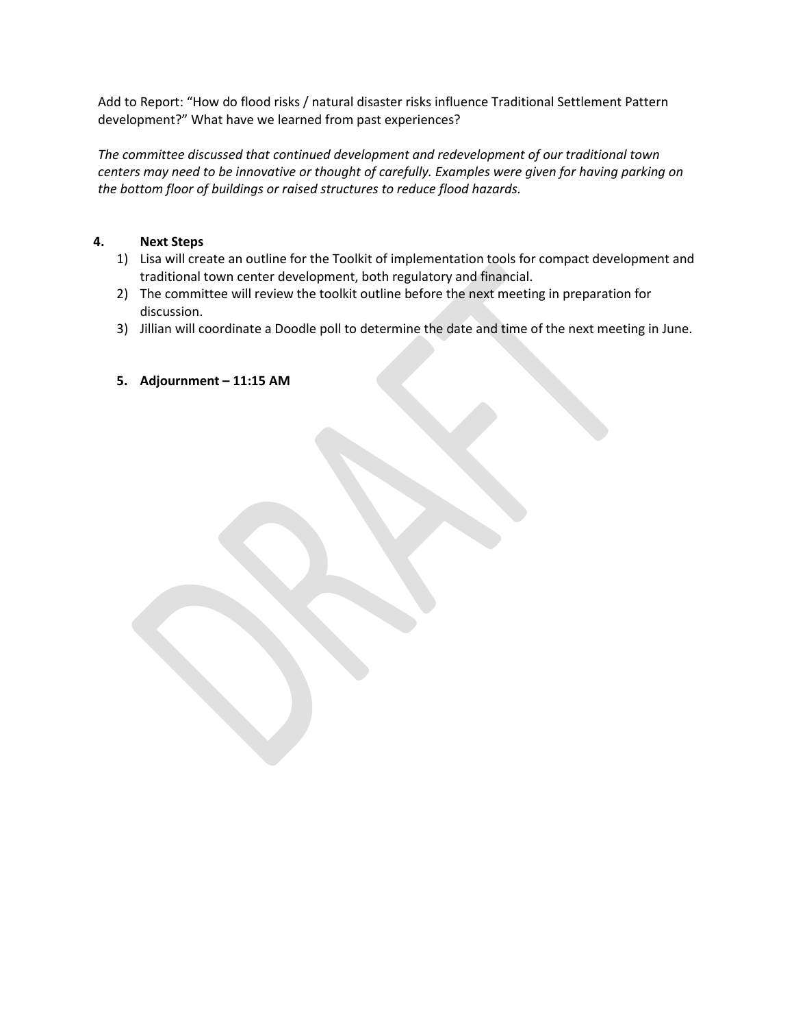Add to Report: "How do flood risks / natural disaster risks influence Traditional Settlement Pattern development?" What have we learned from past experiences?

*The committee discussed that continued development and redevelopment of our traditional town centers may need to be innovative or thought of carefully. Examples were given for having parking on the bottom floor of buildings or raised structures to reduce flood hazards.*

**4. Next Steps**

1) Lisa will create an outline for the Toolkit of implementation tools for compact development and traditional town center development, both regulatory and financial.
2) The committee will review the toolkit outline before the next meeting in preparation for discussion.
3) Jillian will coordinate a Doodle poll to determine the date and time of the next meeting in June.

**5. Adjournment – 11:15 AM**